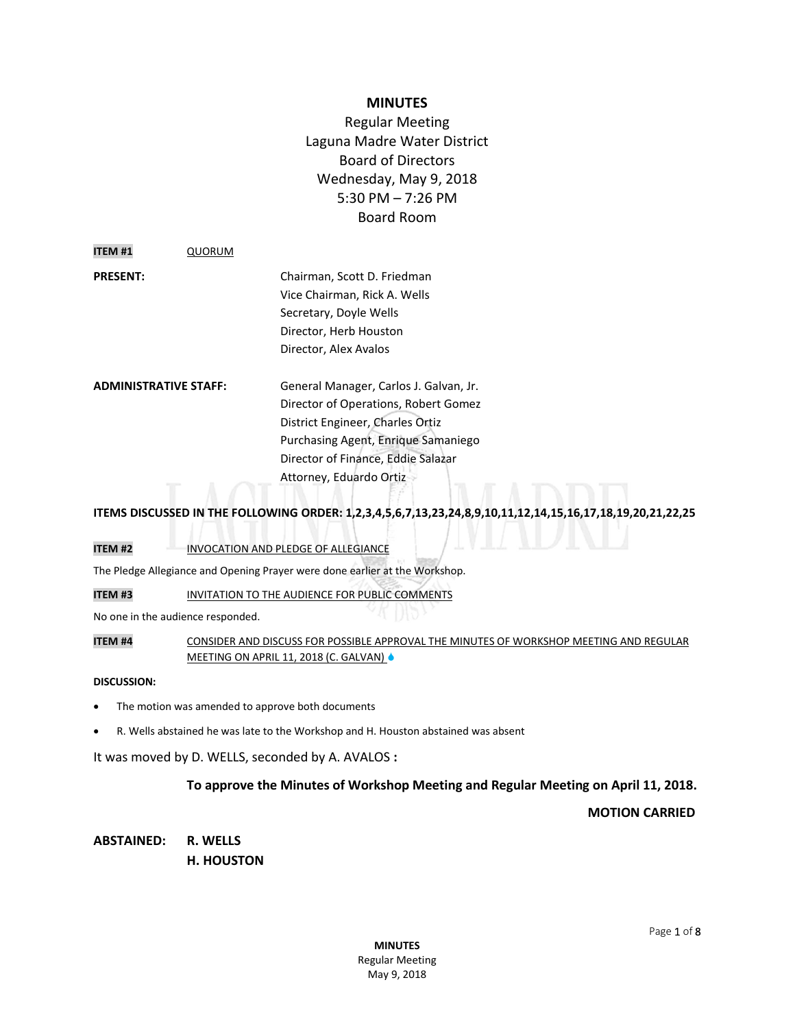# MINUTES

Regular Meeting
Laguna Madre Water District
Board of Directors
Wednesday, May 9, 2018
5:30 PM – 7:26 PM
Board Room

**ITEM #1** QUORUM

**PRESENT:**
Chairman, Scott D. Friedman
Vice Chairman, Rick A. Wells
Secretary, Doyle Wells
Director, Herb Houston
Director, Alex Avalos

**ADMINISTRATIVE STAFF:**
General Manager, Carlos J. Galvan, Jr.
Director of Operations, Robert Gomez
District Engineer, Charles Ortiz
Purchasing Agent, Enrique Samaniego
Director of Finance, Eddie Salazar
Attorney, Eduardo Ortiz

**ITEMS DISCUSSED IN THE FOLLOWING ORDER: 1,2,3,4,5,6,7,13,23,24,8,9,10,11,12,14,15,16,17,18,19,20,21,22,25**

**ITEM #2** INVOCATION AND PLEDGE OF ALLEGIANCE

The Pledge Allegiance and Opening Prayer were done earlier at the Workshop.

**ITEM #3** INVITATION TO THE AUDIENCE FOR PUBLIC COMMENTS

No one in the audience responded.

**ITEM #4** CONSIDER AND DISCUSS FOR POSSIBLE APPROVAL THE MINUTES OF WORKSHOP MEETING AND REGULAR MEETING ON APRIL 11, 2018 (C. GALVAN)

**DISCUSSION:**

- The motion was amended to approve both documents
- R. Wells abstained he was late to the Workshop and H. Houston abstained was absent

It was moved by D. WELLS, seconded by A. AVALOS **:**

**To approve the Minutes of Workshop Meeting and Regular Meeting on April 11, 2018.**

**MOTION CARRIED**

**ABSTAINED: R. WELLS**
**H. HOUSTON**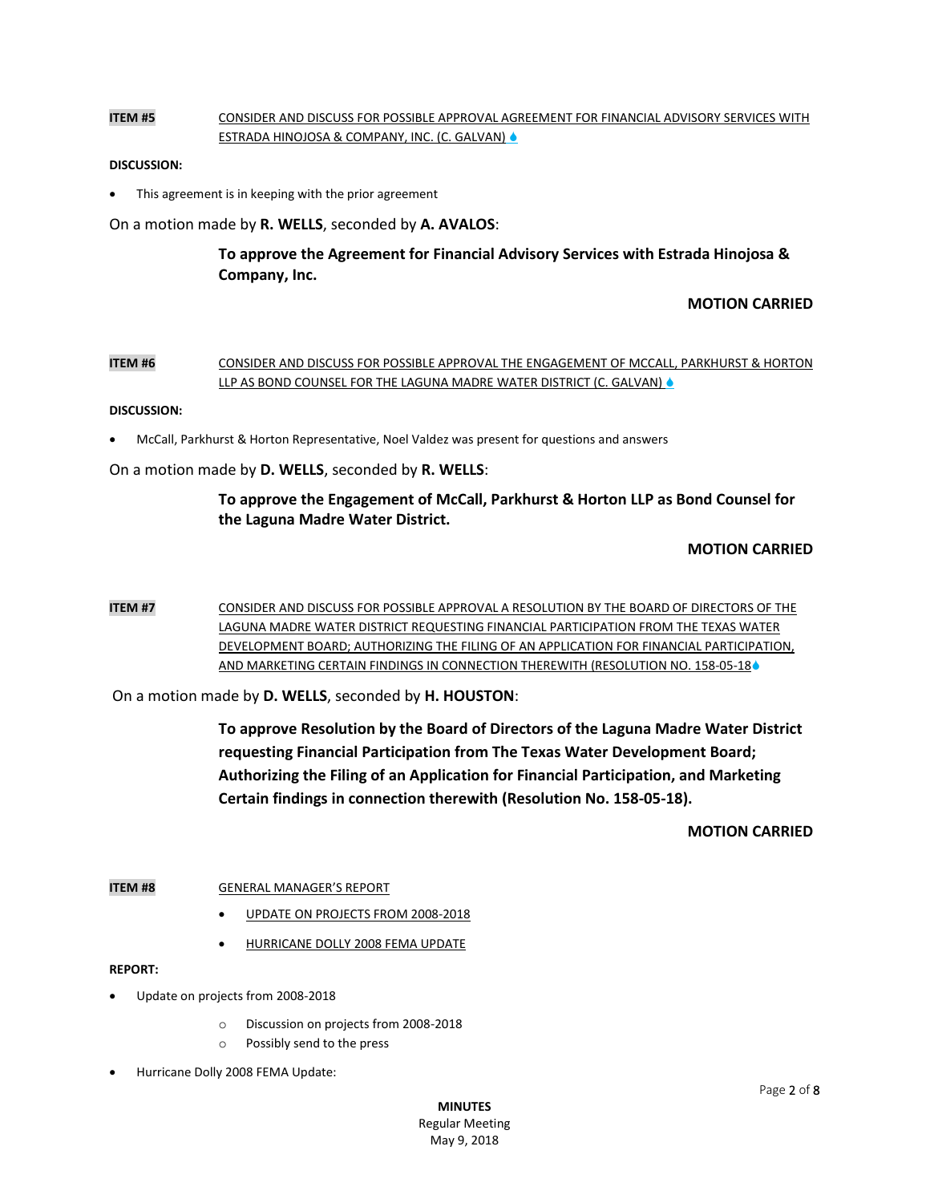**ITEM #5** CONSIDER AND DISCUSS FOR POSSIBLE APPROVAL AGREEMENT FOR FINANCIAL ADVISORY SERVICES WITH ESTRADA HINOJOSA & COMPANY, INC. (C. GALVAN) 💧

**DISCUSSION:**

- This agreement is in keeping with the prior agreement

On a motion made by **R. WELLS**, seconded by **A. AVALOS**:

**To approve the Agreement for Financial Advisory Services with Estrada Hinojosa & Company, Inc.**

**MOTION CARRIED**

**ITEM #6** CONSIDER AND DISCUSS FOR POSSIBLE APPROVAL THE ENGAGEMENT OF MCCALL, PARKHURST & HORTON LLP AS BOND COUNSEL FOR THE LAGUNA MADRE WATER DISTRICT (C. GALVAN) 💧

**DISCUSSION:**

- McCall, Parkhurst & Horton Representative, Noel Valdez was present for questions and answers

On a motion made by **D. WELLS**, seconded by **R. WELLS**:

**To approve the Engagement of McCall, Parkhurst & Horton LLP as Bond Counsel for the Laguna Madre Water District.**

**MOTION CARRIED**

**ITEM #7** CONSIDER AND DISCUSS FOR POSSIBLE APPROVAL A RESOLUTION BY THE BOARD OF DIRECTORS OF THE LAGUNA MADRE WATER DISTRICT REQUESTING FINANCIAL PARTICIPATION FROM THE TEXAS WATER DEVELOPMENT BOARD; AUTHORIZING THE FILING OF AN APPLICATION FOR FINANCIAL PARTICIPATION, AND MARKETING CERTAIN FINDINGS IN CONNECTION THEREWITH (RESOLUTION NO. 158-05-18💧

On a motion made by **D. WELLS**, seconded by **H. HOUSTON**:

**To approve Resolution by the Board of Directors of the Laguna Madre Water District requesting Financial Participation from The Texas Water Development Board; Authorizing the Filing of an Application for Financial Participation, and Marketing Certain findings in connection therewith (Resolution No. 158-05-18).**

**MOTION CARRIED**

**ITEM #8** GENERAL MANAGER'S REPORT

- UPDATE ON PROJECTS FROM 2008-2018
- HURRICANE DOLLY 2008 FEMA UPDATE

**REPORT:**

- Update on projects from 2008-2018
  - Discussion on projects from 2008-2018
  - Possibly send to the press
- Hurricane Dolly 2008 FEMA Update: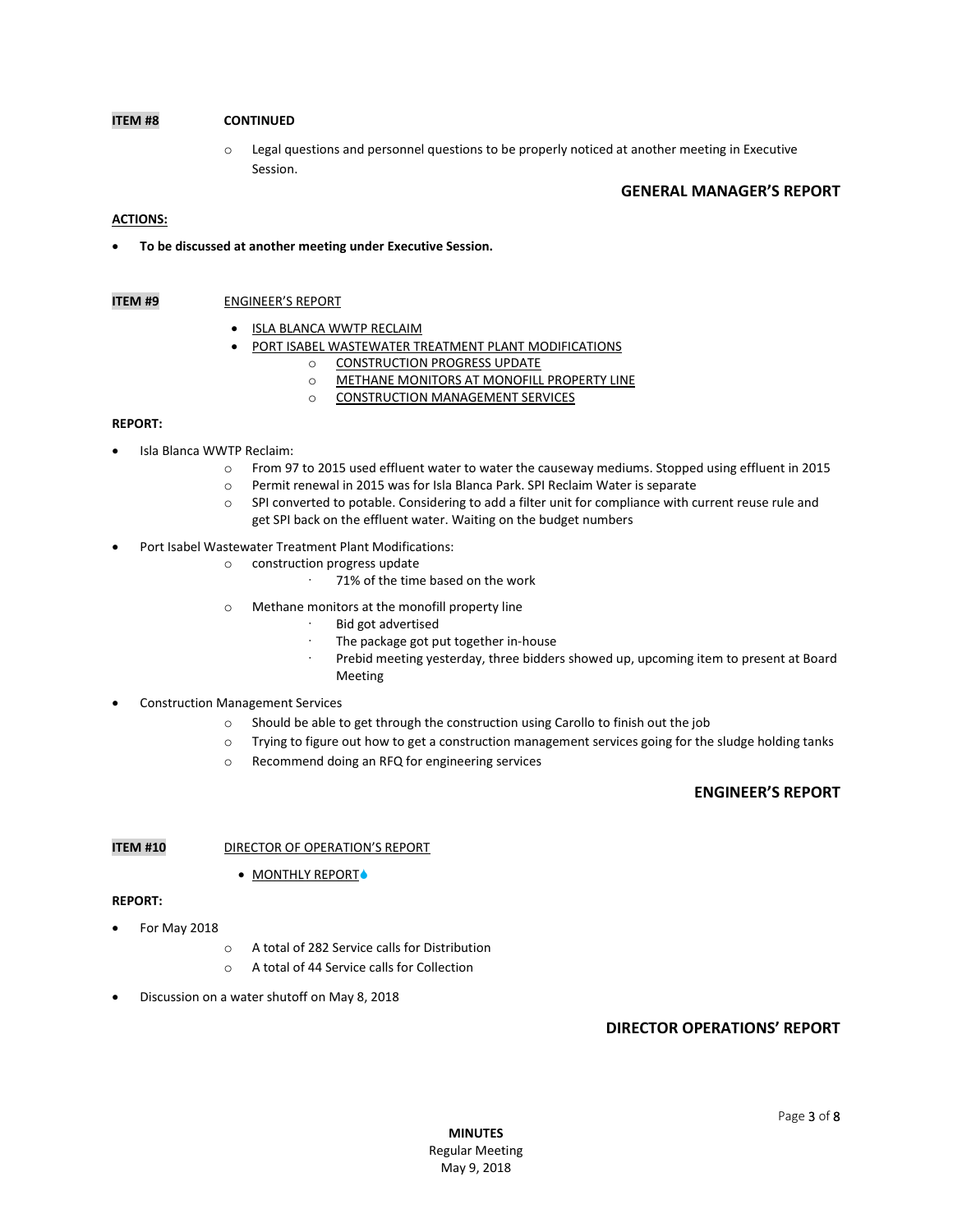**ITEM #8** **CONTINUED**

- Legal questions and personnel questions to be properly noticed at another meeting in Executive Session.

**GENERAL MANAGER'S REPORT**

**ACTIONS:**

- **To be discussed at another meeting under Executive Session.**

**ITEM #9** ENGINEER'S REPORT

- ISLA BLANCA WWTP RECLAIM
- PORT ISABEL WASTEWATER TREATMENT PLANT MODIFICATIONS
  - CONSTRUCTION PROGRESS UPDATE
  - METHANE MONITORS AT MONOFILL PROPERTY LINE
  - CONSTRUCTION MANAGEMENT SERVICES

**REPORT:**

- Isla Blanca WWTP Reclaim:
  - From 97 to 2015 used effluent water to water the causeway mediums. Stopped using effluent in 2015
  - Permit renewal in 2015 was for Isla Blanca Park. SPI Reclaim Water is separate
  - SPI converted to potable. Considering to add a filter unit for compliance with current reuse rule and get SPI back on the effluent water. Waiting on the budget numbers
- Port Isabel Wastewater Treatment Plant Modifications:
  - construction progress update
    - 71% of the time based on the work
  - Methane monitors at the monofill property line
    - Bid got advertised
    - The package got put together in-house
    - Prebid meeting yesterday, three bidders showed up, upcoming item to present at Board Meeting
- Construction Management Services
  - Should be able to get through the construction using Carollo to finish out the job
  - Trying to figure out how to get a construction management services going for the sludge holding tanks
  - Recommend doing an RFQ for engineering services

**ENGINEER'S REPORT**

**ITEM #10** DIRECTOR OF OPERATION'S REPORT

- MONTHLY REPORT

**REPORT:**

- For May 2018
  - A total of 282 Service calls for Distribution
  - A total of 44 Service calls for Collection
- Discussion on a water shutoff on May 8, 2018

**DIRECTOR OPERATIONS' REPORT**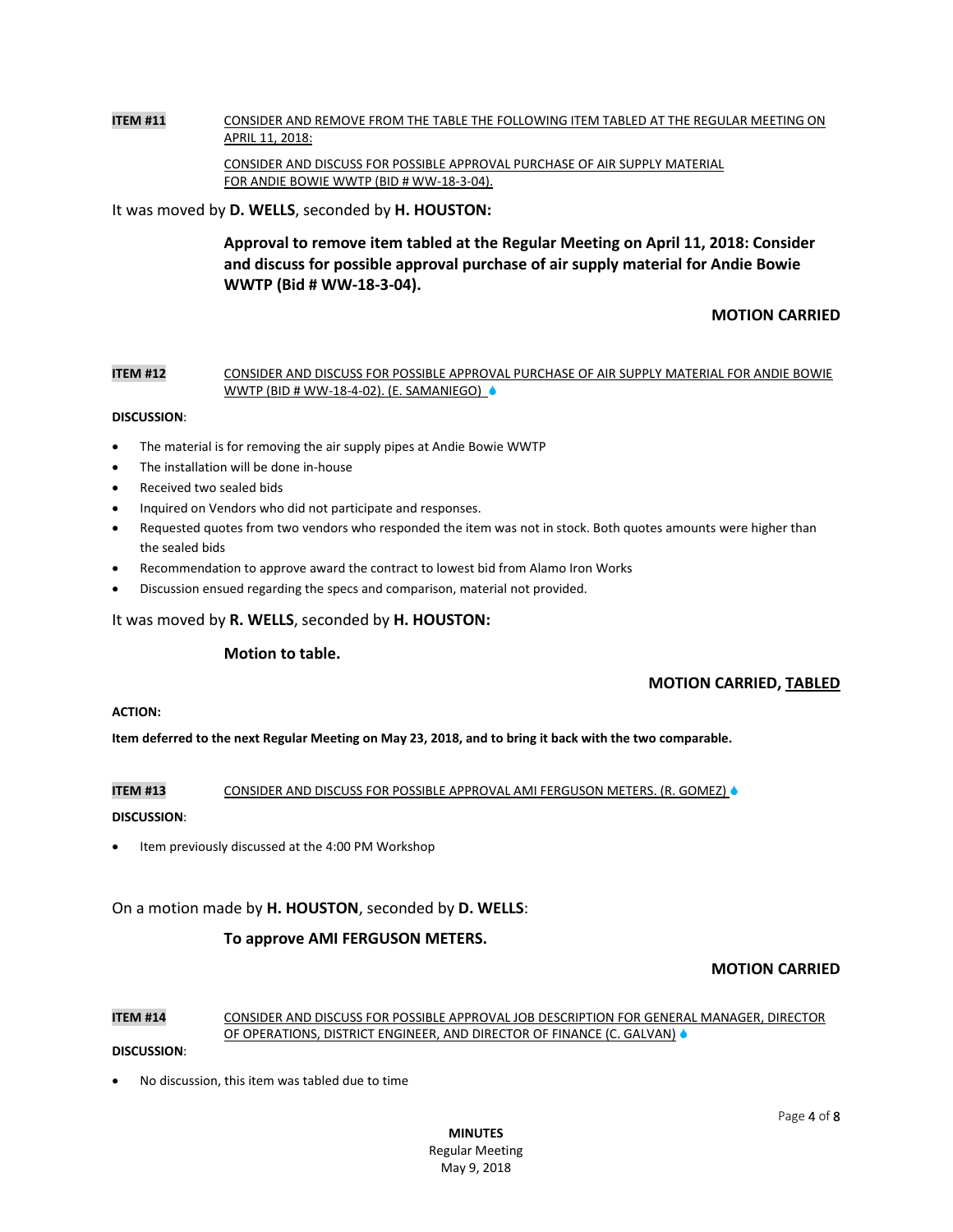**ITEM #11** CONSIDER AND REMOVE FROM THE TABLE THE FOLLOWING ITEM TABLED AT THE REGULAR MEETING ON APRIL 11, 2018:

CONSIDER AND DISCUSS FOR POSSIBLE APPROVAL PURCHASE OF AIR SUPPLY MATERIAL FOR ANDIE BOWIE WWTP (BID # WW-18-3-04).

It was moved by **D. WELLS**, seconded by **H. HOUSTON:**

**Approval to remove item tabled at the Regular Meeting on April 11, 2018: Consider and discuss for possible approval purchase of air supply material for Andie Bowie WWTP (Bid # WW-18-3-04).**

**MOTION CARRIED**

**ITEM #12** CONSIDER AND DISCUSS FOR POSSIBLE APPROVAL PURCHASE OF AIR SUPPLY MATERIAL FOR ANDIE BOWIE WWTP (BID # WW-18-4-02). (E. SAMANIEGO)

**DISCUSSION**:

- The material is for removing the air supply pipes at Andie Bowie WWTP
- The installation will be done in-house
- Received two sealed bids
- Inquired on Vendors who did not participate and responses.
- Requested quotes from two vendors who responded the item was not in stock. Both quotes amounts were higher than the sealed bids
- Recommendation to approve award the contract to lowest bid from Alamo Iron Works
- Discussion ensued regarding the specs and comparison, material not provided.

It was moved by **R. WELLS**, seconded by **H. HOUSTON:**

**Motion to table.**

**MOTION CARRIED, TABLED**

**ACTION:**

**Item deferred to the next Regular Meeting on May 23, 2018, and to bring it back with the two comparable.**

**ITEM #13** CONSIDER AND DISCUSS FOR POSSIBLE APPROVAL AMI FERGUSON METERS. (R. GOMEZ)

**DISCUSSION**:

- Item previously discussed at the 4:00 PM Workshop

On a motion made by **H. HOUSTON**, seconded by **D. WELLS**:

**To approve AMI FERGUSON METERS.**

**MOTION CARRIED**

**ITEM #14** CONSIDER AND DISCUSS FOR POSSIBLE APPROVAL JOB DESCRIPTION FOR GENERAL MANAGER, DIRECTOR OF OPERATIONS, DISTRICT ENGINEER, AND DIRECTOR OF FINANCE (C. GALVAN)

**DISCUSSION**:

- No discussion, this item was tabled due to time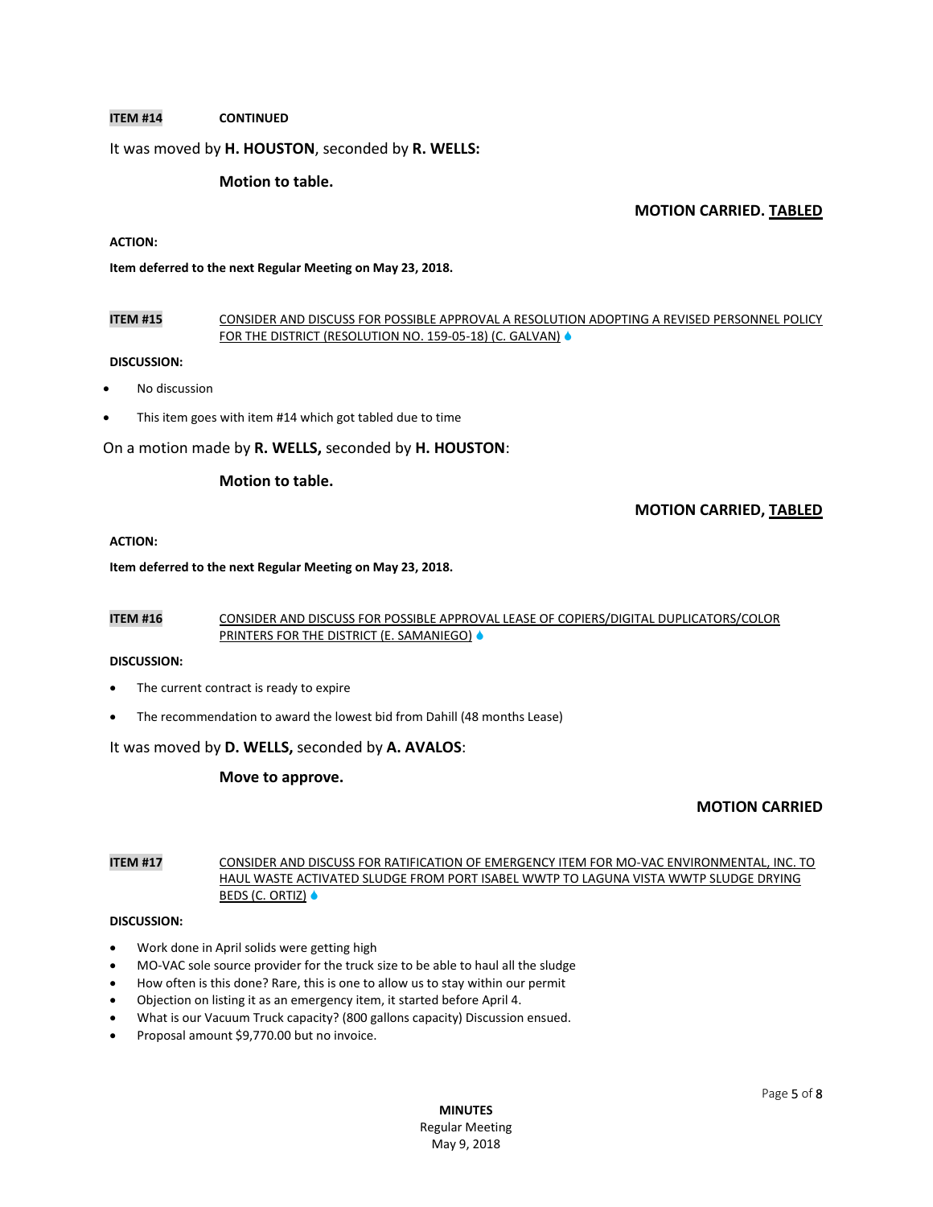**ITEM #14** **CONTINUED**

It was moved by **H. HOUSTON**, seconded by **R. WELLS:**

**Motion to table.**

**MOTION CARRIED. TABLED**

**ACTION:**

**Item deferred to the next Regular Meeting on May 23, 2018.**

**ITEM #15** CONSIDER AND DISCUSS FOR POSSIBLE APPROVAL A RESOLUTION ADOPTING A REVISED PERSONNEL POLICY FOR THE DISTRICT (RESOLUTION NO. 159-05-18) (C. GALVAN)

**DISCUSSION:**

- No discussion
- This item goes with item #14 which got tabled due to time

On a motion made by **R. WELLS,** seconded by **H. HOUSTON**:

**Motion to table.**

**MOTION CARRIED, TABLED**

**ACTION:**

**Item deferred to the next Regular Meeting on May 23, 2018.**

**ITEM #16** CONSIDER AND DISCUSS FOR POSSIBLE APPROVAL LEASE OF COPIERS/DIGITAL DUPLICATORS/COLOR PRINTERS FOR THE DISTRICT (E. SAMANIEGO)

**DISCUSSION:**

- The current contract is ready to expire
- The recommendation to award the lowest bid from Dahill (48 months Lease)

It was moved by **D. WELLS,** seconded by **A. AVALOS**:

**Move to approve.**

**MOTION CARRIED**

**ITEM #17** CONSIDER AND DISCUSS FOR RATIFICATION OF EMERGENCY ITEM FOR MO-VAC ENVIRONMENTAL, INC. TO HAUL WASTE ACTIVATED SLUDGE FROM PORT ISABEL WWTP TO LAGUNA VISTA WWTP SLUDGE DRYING BEDS (C. ORTIZ)

**DISCUSSION:**

- Work done in April solids were getting high
- MO-VAC sole source provider for the truck size to be able to haul all the sludge
- How often is this done? Rare, this is one to allow us to stay within our permit
- Objection on listing it as an emergency item, it started before April 4.
- What is our Vacuum Truck capacity? (800 gallons capacity) Discussion ensued.
- Proposal amount $9,770.00 but no invoice.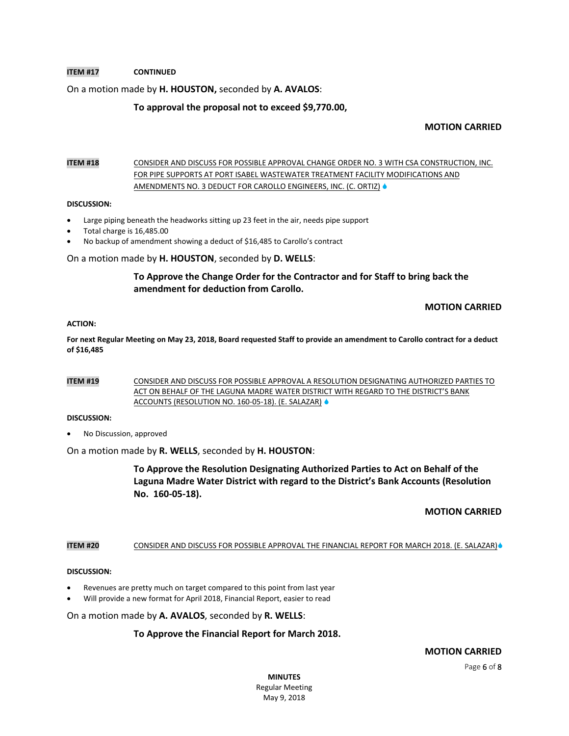**ITEM #17** **CONTINUED**

On a motion made by **H. HOUSTON,** seconded by **A. AVALOS**:

**To approval the proposal not to exceed $9,770.00,**

**MOTION CARRIED**

**ITEM #18** CONSIDER AND DISCUSS FOR POSSIBLE APPROVAL CHANGE ORDER NO. 3 WITH CSA CONSTRUCTION, INC. FOR PIPE SUPPORTS AT PORT ISABEL WASTEWATER TREATMENT FACILITY MODIFICATIONS AND AMENDMENTS NO. 3 DEDUCT FOR CAROLLO ENGINEERS, INC. (C. ORTIZ)

**DISCUSSION:**

- Large piping beneath the headworks sitting up 23 feet in the air, needs pipe support
- Total charge is 16,485.00
- No backup of amendment showing a deduct of $16,485 to Carollo's contract

On a motion made by **H. HOUSTON**, seconded by **D. WELLS**:

**To Approve the Change Order for the Contractor and for Staff to bring back the amendment for deduction from Carollo.**

**MOTION CARRIED**

**ACTION:**

**For next Regular Meeting on May 23, 2018, Board requested Staff to provide an amendment to Carollo contract for a deduct of $16,485**

**ITEM #19** CONSIDER AND DISCUSS FOR POSSIBLE APPROVAL A RESOLUTION DESIGNATING AUTHORIZED PARTIES TO ACT ON BEHALF OF THE LAGUNA MADRE WATER DISTRICT WITH REGARD TO THE DISTRICT'S BANK ACCOUNTS (RESOLUTION NO. 160-05-18). (E. SALAZAR)

**DISCUSSION:**

- No Discussion, approved

On a motion made by **R. WELLS**, seconded by **H. HOUSTON**:

**To Approve the Resolution Designating Authorized Parties to Act on Behalf of the Laguna Madre Water District with regard to the District's Bank Accounts (Resolution No. 160-05-18).**

**MOTION CARRIED**

**ITEM #20** CONSIDER AND DISCUSS FOR POSSIBLE APPROVAL THE FINANCIAL REPORT FOR MARCH 2018. (E. SALAZAR)

**DISCUSSION:**

- Revenues are pretty much on target compared to this point from last year
- Will provide a new format for April 2018, Financial Report, easier to read

On a motion made by **A. AVALOS**, seconded by **R. WELLS**:

**To Approve the Financial Report for March 2018.**

**MOTION CARRIED**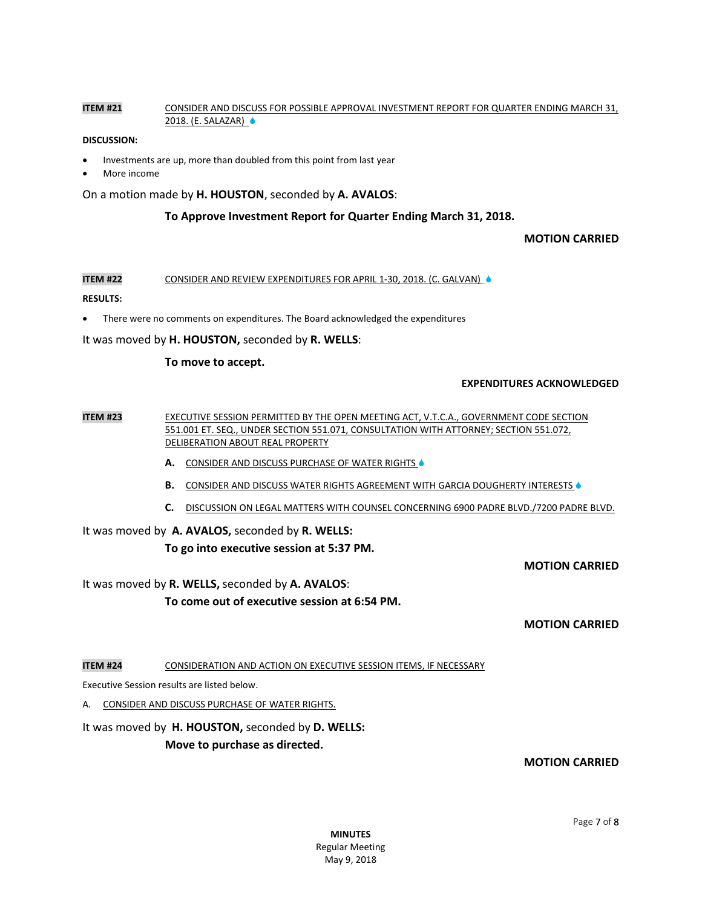**ITEM #21** CONSIDER AND DISCUSS FOR POSSIBLE APPROVAL INVESTMENT REPORT FOR QUARTER ENDING MARCH 31, 2018. (E. SALAZAR)

**DISCUSSION:**

- Investments are up, more than doubled from this point from last year
- More income

On a motion made by **H. HOUSTON**, seconded by **A. AVALOS**:

**To Approve Investment Report for Quarter Ending March 31, 2018.**

**MOTION CARRIED**

**ITEM #22** CONSIDER AND REVIEW EXPENDITURES FOR APRIL 1-30, 2018. (C. GALVAN)

**RESULTS:**

- There were no comments on expenditures. The Board acknowledged the expenditures

It was moved by **H. HOUSTON,** seconded by **R. WELLS**:

**To move to accept.**

**EXPENDITURES ACKNOWLEDGED**

**ITEM #23** EXECUTIVE SESSION PERMITTED BY THE OPEN MEETING ACT, V.T.C.A., GOVERNMENT CODE SECTION 551.001 ET. SEQ., UNDER SECTION 551.071, CONSULTATION WITH ATTORNEY; SECTION 551.072, DELIBERATION ABOUT REAL PROPERTY

**A.** CONSIDER AND DISCUSS PURCHASE OF WATER RIGHTS

**B.** CONSIDER AND DISCUSS WATER RIGHTS AGREEMENT WITH GARCIA DOUGHERTY INTERESTS

**C.** DISCUSSION ON LEGAL MATTERS WITH COUNSEL CONCERNING 6900 PADRE BLVD./7200 PADRE BLVD.

It was moved by **A. AVALOS,** seconded by **R. WELLS:**

**To go into executive session at 5:37 PM.**

**MOTION CARRIED**

It was moved by **R. WELLS,** seconded by **A. AVALOS**:

**To come out of executive session at 6:54 PM.**

**MOTION CARRIED**

**ITEM #24** CONSIDERATION AND ACTION ON EXECUTIVE SESSION ITEMS, IF NECESSARY

Executive Session results are listed below.

A. CONSIDER AND DISCUSS PURCHASE OF WATER RIGHTS.

It was moved by **H. HOUSTON,** seconded by **D. WELLS:**

**Move to purchase as directed.**

**MOTION CARRIED**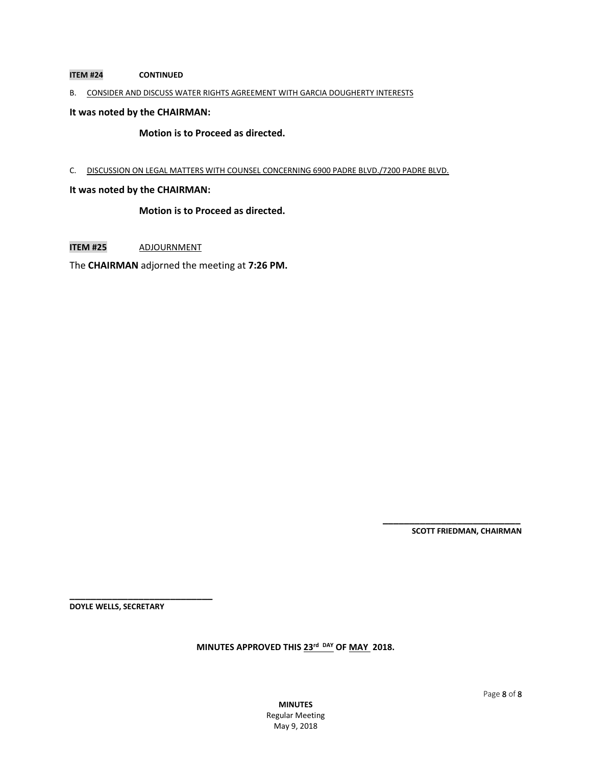**ITEM #24** **CONTINUED**

B. CONSIDER AND DISCUSS WATER RIGHTS AGREEMENT WITH GARCIA DOUGHERTY INTERESTS

**It was noted by the CHAIRMAN:**

**Motion is to Proceed as directed.**

C. DISCUSSION ON LEGAL MATTERS WITH COUNSEL CONCERNING 6900 PADRE BLVD./7200 PADRE BLVD.

**It was noted by the CHAIRMAN:**

**Motion is to Proceed as directed.**

**ITEM #25** ADJOURNMENT

The **CHAIRMAN** adjourned the meeting at **7:26 PM.**

\_\_\_\_\_\_\_\_\_\_\_\_\_\_\_\_\_\_\_\_\_\_\_\_\_\_\_\_\_\_

**SCOTT FRIEDMAN, CHAIRMAN**

\_\_\_\_\_\_\_\_\_\_\_\_\_\_\_\_\_\_\_\_\_\_\_\_\_\_\_\_\_\_

**DOYLE WELLS, SECRETARY**

**MINUTES APPROVED THIS 23rd DAY OF MAY 2018.**

**MINUTES**
Regular Meeting
May 9, 2018